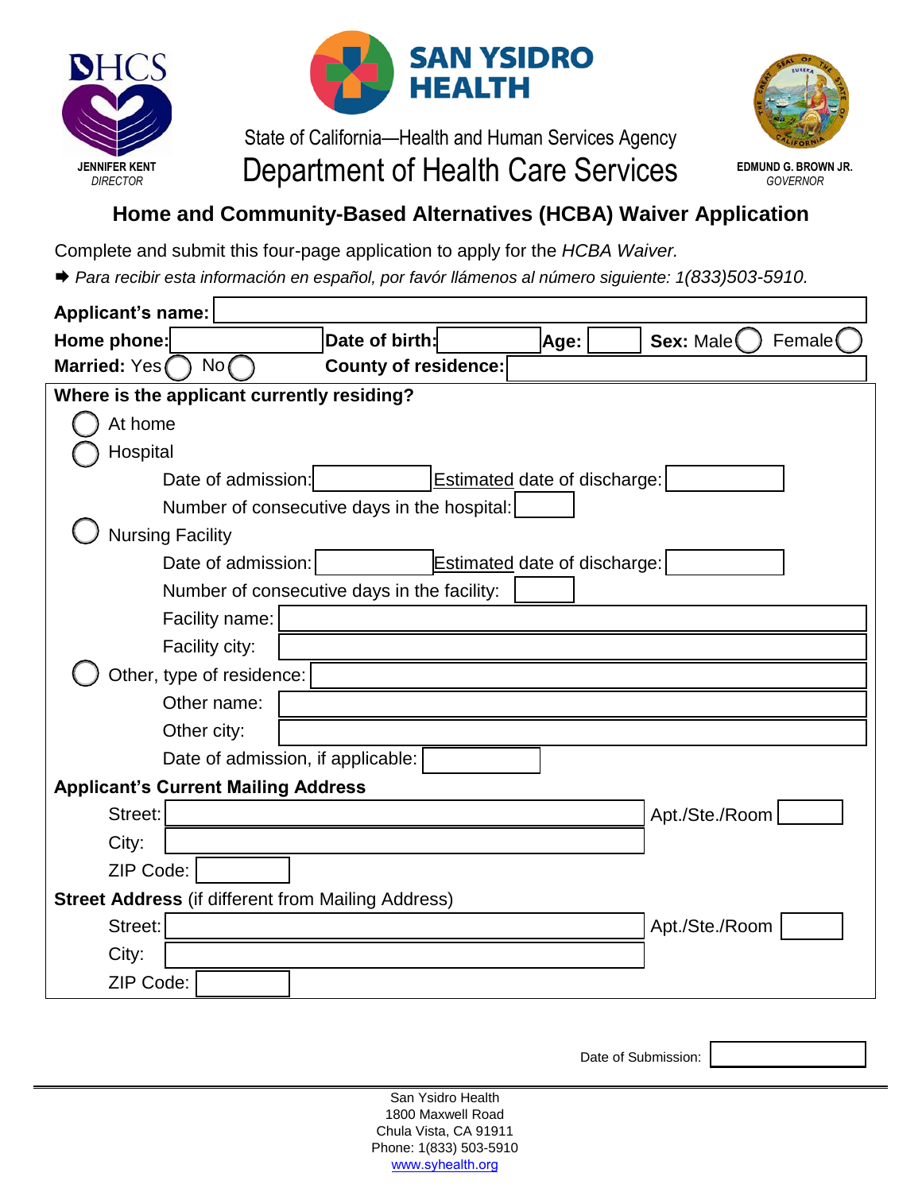JENNIFER KENT
*DIRECTOR*

**SAN YSIDRO HEALTH**

State of California—Health and Human Services Agency

# Department of Health Care Services

EDMUND G. BROWN JR.
*GOVERNOR*

## Home and Community-Based Alternatives (HCBA) Waiver Application

Complete and submit this four-page application to apply for the *HCBA Waiver.*

➡ *Para recibir esta información en español, por favór llámenos al número siguiente: 1(833)503-5910.*

**Applicant's name:**

**Home phone:** **Date of birth:** **Age:** **Sex:** Male ◯ Female ◯

**Married:** Yes ◯ No ◯ **County of residence:**

**Where is the applicant currently residing?**

◯ At home

◯ Hospital

Date of admission: Estimated date of discharge:

Number of consecutive days in the hospital:

◯ Nursing Facility

Date of admission: Estimated date of discharge:

Number of consecutive days in the facility:

Facility name:

Facility city:

◯ Other, type of residence:

Other name:

Other city:

Date of admission, if applicable:

**Applicant's Current Mailing Address**

Street: Apt./Ste./Room

City:

ZIP Code:

**Street Address** (if different from Mailing Address)

Street: Apt./Ste./Room

City:

ZIP Code:

Date of Submission:

San Ysidro Health
1800 Maxwell Road
Chula Vista, CA 91911
Phone: 1(833) 503-5910
www.syhealth.org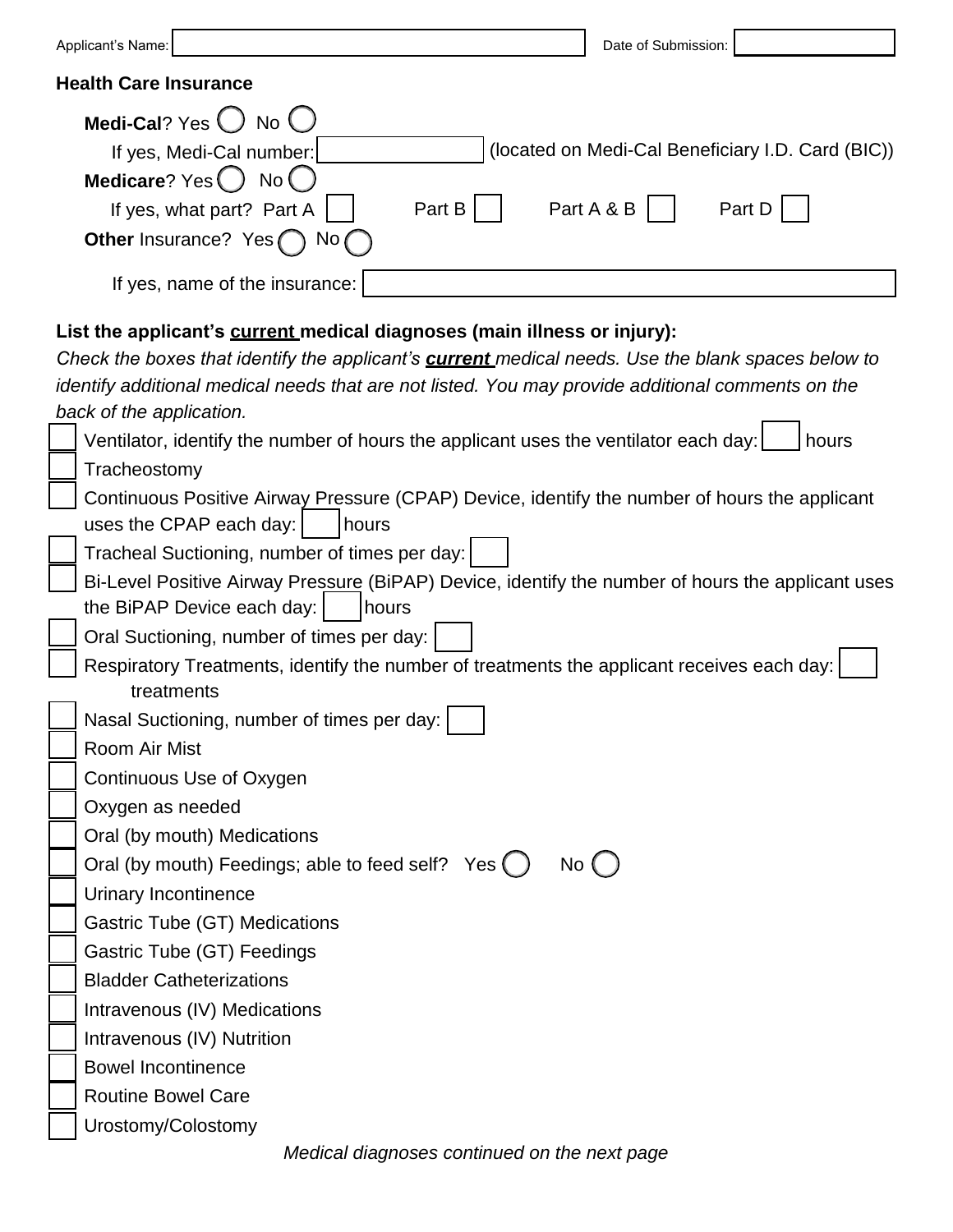Applicant's Name: ______________________ Date of Submission: __________

**Health Care Insurance**

**Medi-Cal**? Yes ◯ No ◯

If yes, Medi-Cal number: __________ (located on Medi-Cal Beneficiary I.D. Card (BIC))

**Medicare**? Yes ◯ No ◯

If yes, what part? Part A ☐ Part B ☐ Part A & B ☐ Part D ☐

**Other** Insurance? Yes ◯ No ◯

If yes, name of the insurance: ______________________

**List the applicant's current medical diagnoses (main illness or injury):**

*Check the boxes that identify the applicant's* ***current*** *medical needs. Use the blank spaces below to identify additional medical needs that are not listed. You may provide additional comments on the back of the application.*

- ☐ Ventilator, identify the number of hours the applicant uses the ventilator each day: ____ hours
- ☐ Tracheostomy
- ☐ Continuous Positive Airway Pressure (CPAP) Device, identify the number of hours the applicant uses the CPAP each day: ____ hours
- ☐ Tracheal Suctioning, number of times per day: ____
- ☐ Bi-Level Positive Airway Pressure (BiPAP) Device, identify the number of hours the applicant uses the BiPAP Device each day: ____ hours
- ☐ Oral Suctioning, number of times per day: ____
- ☐ Respiratory Treatments, identify the number of treatments the applicant receives each day: ____ treatments
- ☐ Nasal Suctioning, number of times per day: ____
- ☐ Room Air Mist
- ☐ Continuous Use of Oxygen
- ☐ Oxygen as needed
- ☐ Oral (by mouth) Medications
- ☐ Oral (by mouth) Feedings; able to feed self? Yes ◯ No ◯
- ☐ Urinary Incontinence
- ☐ Gastric Tube (GT) Medications
- ☐ Gastric Tube (GT) Feedings
- ☐ Bladder Catheterizations
- ☐ Intravenous (IV) Medications
- ☐ Intravenous (IV) Nutrition
- ☐ Bowel Incontinence
- ☐ Routine Bowel Care
- ☐ Urostomy/Colostomy

*Medical diagnoses continued on the next page*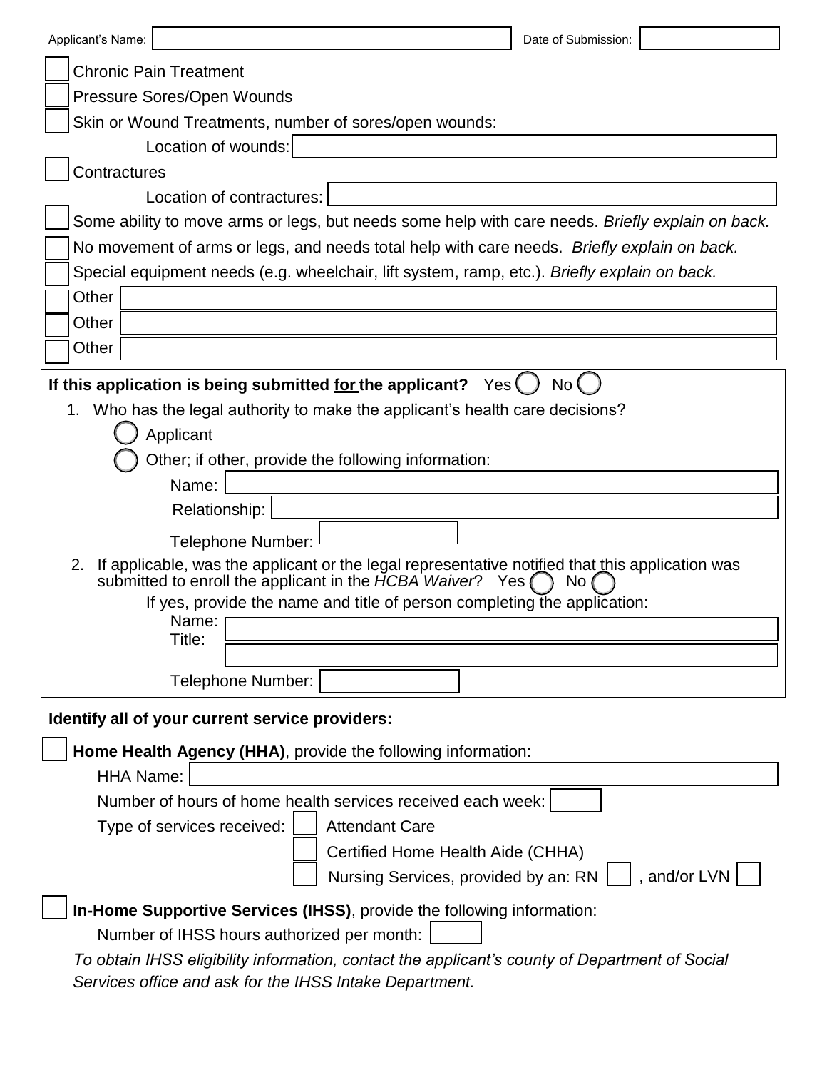Applicant's Name: ______________________ Date of Submission: __________

- [ ] Chronic Pain Treatment
- [ ] Pressure Sores/Open Wounds
- [ ] Skin or Wound Treatments, number of sores/open wounds:
  - Location of wounds: ______________________
- [ ] Contractures
  - Location of contractures: ______________________
- [ ] Some ability to move arms or legs, but needs some help with care needs. *Briefly explain on back.*
- [ ] No movement of arms or legs, and needs total help with care needs. *Briefly explain on back.*
- [ ] Special equipment needs (e.g. wheelchair, lift system, ramp, etc.). *Briefly explain on back.*
- [ ] Other ______________________
- [ ] Other ______________________
- [ ] Other ______________________

**If this application is being submitted for the applicant?** Yes ◯ No ◯

1. Who has the legal authority to make the applicant's health care decisions?
   - ◯ Applicant
   - ◯ Other; if other, provide the following information:
     - Name: ______________________
     - Relationship: ______________________
     - Telephone Number: ______________________
2. If applicable, was the applicant or the legal representative notified that this application was submitted to enroll the applicant in the *HCBA Waiver*? Yes ◯ No ◯
   - If yes, provide the name and title of person completing the application:
     - Name: ______________________
     - Title: ______________________
     - Telephone Number: ______________________

**Identify all of your current service providers:**

- [ ] **Home Health Agency (HHA)**, provide the following information:
  - HHA Name: ______________________
  - Number of hours of home health services received each week: ______
  - Type of services received:
    - [ ] Attendant Care
    - [ ] Certified Home Health Aide (CHHA)
    - [ ] Nursing Services, provided by an: RN [ ] , and/or LVN [ ]
- [ ] **In-Home Supportive Services (IHSS)**, provide the following information:
  - Number of IHSS hours authorized per month: ______

*To obtain IHSS eligibility information, contact the applicant's county of Department of Social Services office and ask for the IHSS Intake Department.*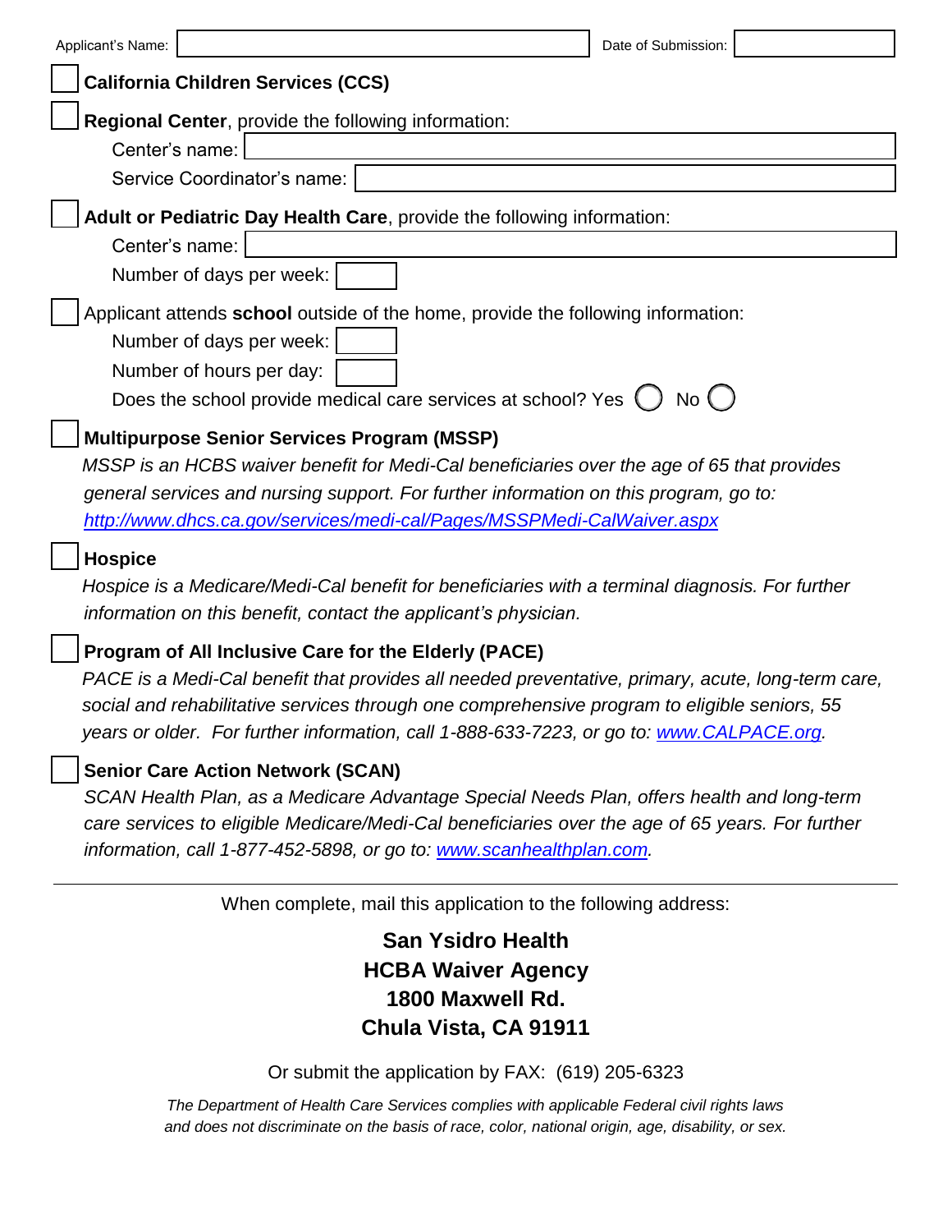Applicant's Name: ______________________ Date of Submission: __________

☐ **California Children Services (CCS)**

☐ **Regional Center**, provide the following information:

Center's name: ______________________

Service Coordinator's name: ______________________

☐ **Adult or Pediatric Day Health Care**, provide the following information:

Center's name: ______________________

Number of days per week: ______

☐ Applicant attends **school** outside of the home, provide the following information:

Number of days per week: ______

Number of hours per day: ______

Does the school provide medical care services at school? Yes ◯ No ◯

☐ **Multipurpose Senior Services Program (MSSP)**

*MSSP is an HCBS waiver benefit for Medi-Cal beneficiaries over the age of 65 that provides general services and nursing support. For further information on this program, go to: http://www.dhcs.ca.gov/services/medi-cal/Pages/MSSPMedi-CalWaiver.aspx*

☐ **Hospice**

*Hospice is a Medicare/Medi-Cal benefit for beneficiaries with a terminal diagnosis. For further information on this benefit, contact the applicant's physician.*

☐ **Program of All Inclusive Care for the Elderly (PACE)**

*PACE is a Medi-Cal benefit that provides all needed preventative, primary, acute, long-term care, social and rehabilitative services through one comprehensive program to eligible seniors, 55 years or older. For further information, call 1-888-633-7223, or go to: www.CALPACE.org.*

☐ **Senior Care Action Network (SCAN)**

*SCAN Health Plan, as a Medicare Advantage Special Needs Plan, offers health and long-term care services to eligible Medicare/Medi-Cal beneficiaries over the age of 65 years. For further information, call 1-877-452-5898, or go to: www.scanhealthplan.com.*

---

When complete, mail this application to the following address:

**San Ysidro Health**
**HCBA Waiver Agency**
**1800 Maxwell Rd.**
**Chula Vista, CA 91911**

Or submit the application by FAX: (619) 205-6323

*The Department of Health Care Services complies with applicable Federal civil rights laws and does not discriminate on the basis of race, color, national origin, age, disability, or sex.*